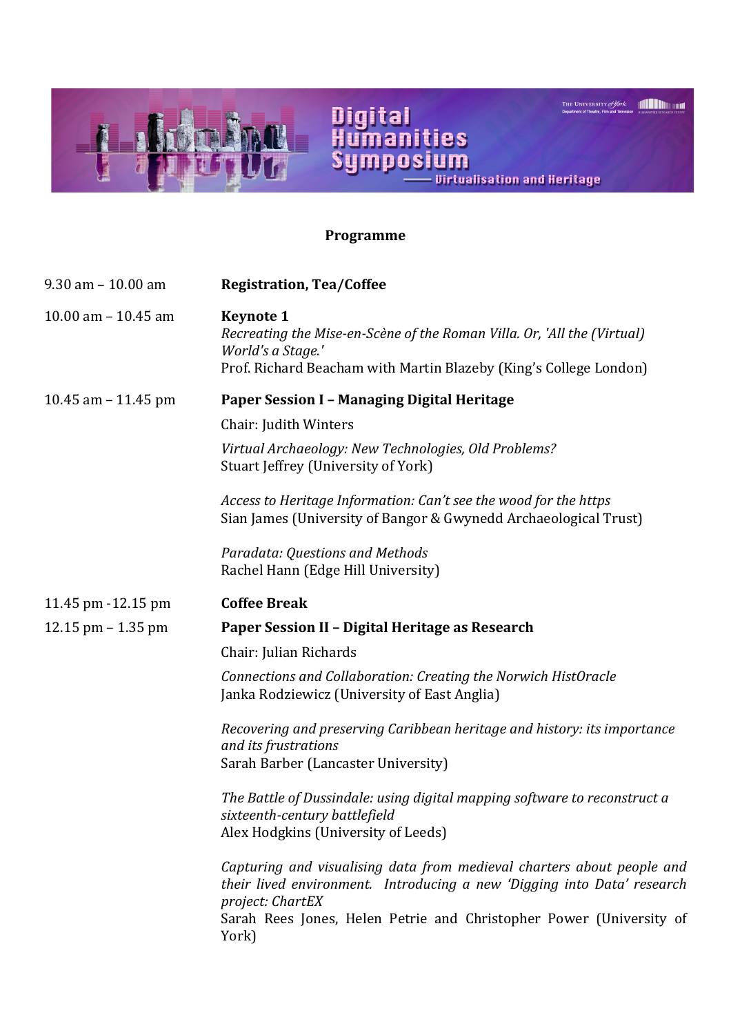# Digital Humanities Symposium

## Virtualisation and Heritage

The University of York
Department of Theatre, Film and Television
Humanities Research Centre

**Programme**

| | |
|---|---|
| 9.30 am – 10.00 am | **Registration, Tea/Coffee** |
| 10.00 am – 10.45 am | **Keynote 1**<br>*Recreating the Mise-en-Scène of the Roman Villa. Or, 'All the (Virtual) World's a Stage.'*<br>Prof. Richard Beacham with Martin Blazeby (King's College London) |
| 10.45 am – 11.45 pm | **Paper Session I – Managing Digital Heritage**<br>Chair: Judith Winters<br>*Virtual Archaeology: New Technologies, Old Problems?*<br>Stuart Jeffrey (University of York)<br>*Access to Heritage Information: Can't see the wood for the https*<br>Sian James (University of Bangor & Gwynedd Archaeological Trust)<br>*Paradata: Questions and Methods*<br>Rachel Hann (Edge Hill University) |
| 11.45 pm -12.15 pm | **Coffee Break** |
| 12.15 pm – 1.35 pm | **Paper Session II – Digital Heritage as Research**<br>Chair: Julian Richards<br>*Connections and Collaboration: Creating the Norwich HistOracle*<br>Janka Rodziewicz (University of East Anglia)<br>*Recovering and preserving Caribbean heritage and history: its importance and its frustrations*<br>Sarah Barber (Lancaster University)<br>*The Battle of Dussindale: using digital mapping software to reconstruct a sixteenth-century battlefield*<br>Alex Hodgkins (University of Leeds)<br>*Capturing and visualising data from medieval charters about people and their lived environment. Introducing a new 'Digging into Data' research project: ChartEX*<br>Sarah Rees Jones, Helen Petrie and Christopher Power (University of York) |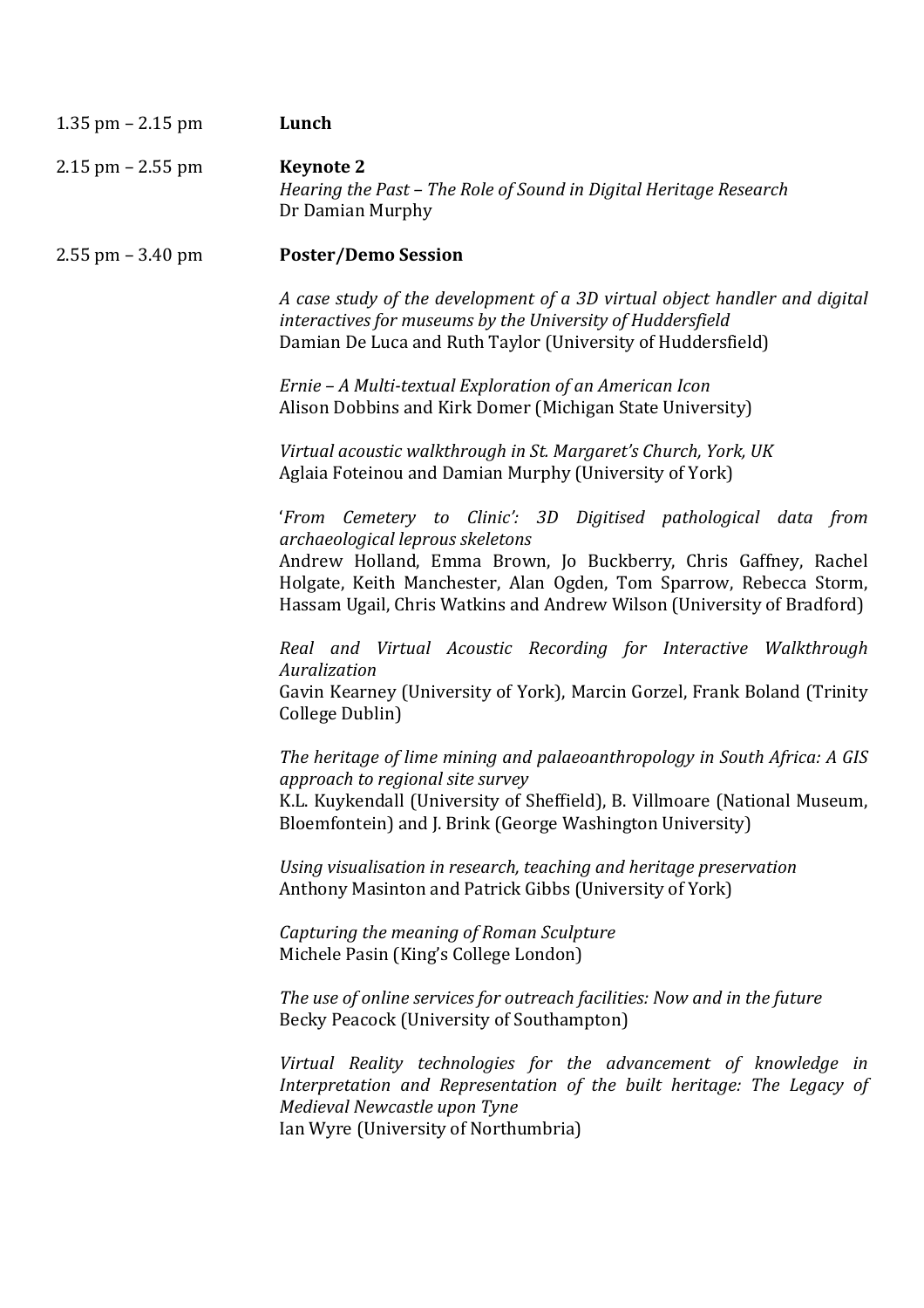1.35 pm – 2.15 pm **Lunch**

2.15 pm – 2.55 pm **Keynote 2**
*Hearing the Past – The Role of Sound in Digital Heritage Research*
Dr Damian Murphy

2.55 pm – 3.40 pm **Poster/Demo Session**

*A case study of the development of a 3D virtual object handler and digital interactives for museums by the University of Huddersfield*
Damian De Luca and Ruth Taylor (University of Huddersfield)

*Ernie – A Multi-textual Exploration of an American Icon*
Alison Dobbins and Kirk Domer (Michigan State University)

*Virtual acoustic walkthrough in St. Margaret's Church, York, UK*
Aglaia Foteinou and Damian Murphy (University of York)

'*From Cemetery to Clinic': 3D Digitised pathological data from archaeological leprous skeletons*
Andrew Holland, Emma Brown, Jo Buckberry, Chris Gaffney, Rachel Holgate, Keith Manchester, Alan Ogden, Tom Sparrow, Rebecca Storm, Hassam Ugail, Chris Watkins and Andrew Wilson (University of Bradford)

*Real and Virtual Acoustic Recording for Interactive Walkthrough Auralization*
Gavin Kearney (University of York), Marcin Gorzel, Frank Boland (Trinity College Dublin)

*The heritage of lime mining and palaeoanthropology in South Africa: A GIS approach to regional site survey*
K.L. Kuykendall (University of Sheffield), B. Villmoare (National Museum, Bloemfontein) and J. Brink (George Washington University)

*Using visualisation in research, teaching and heritage preservation*
Anthony Masinton and Patrick Gibbs (University of York)

*Capturing the meaning of Roman Sculpture*
Michele Pasin (King's College London)

*The use of online services for outreach facilities: Now and in the future*
Becky Peacock (University of Southampton)

*Virtual Reality technologies for the advancement of knowledge in Interpretation and Representation of the built heritage: The Legacy of Medieval Newcastle upon Tyne*
Ian Wyre (University of Northumbria)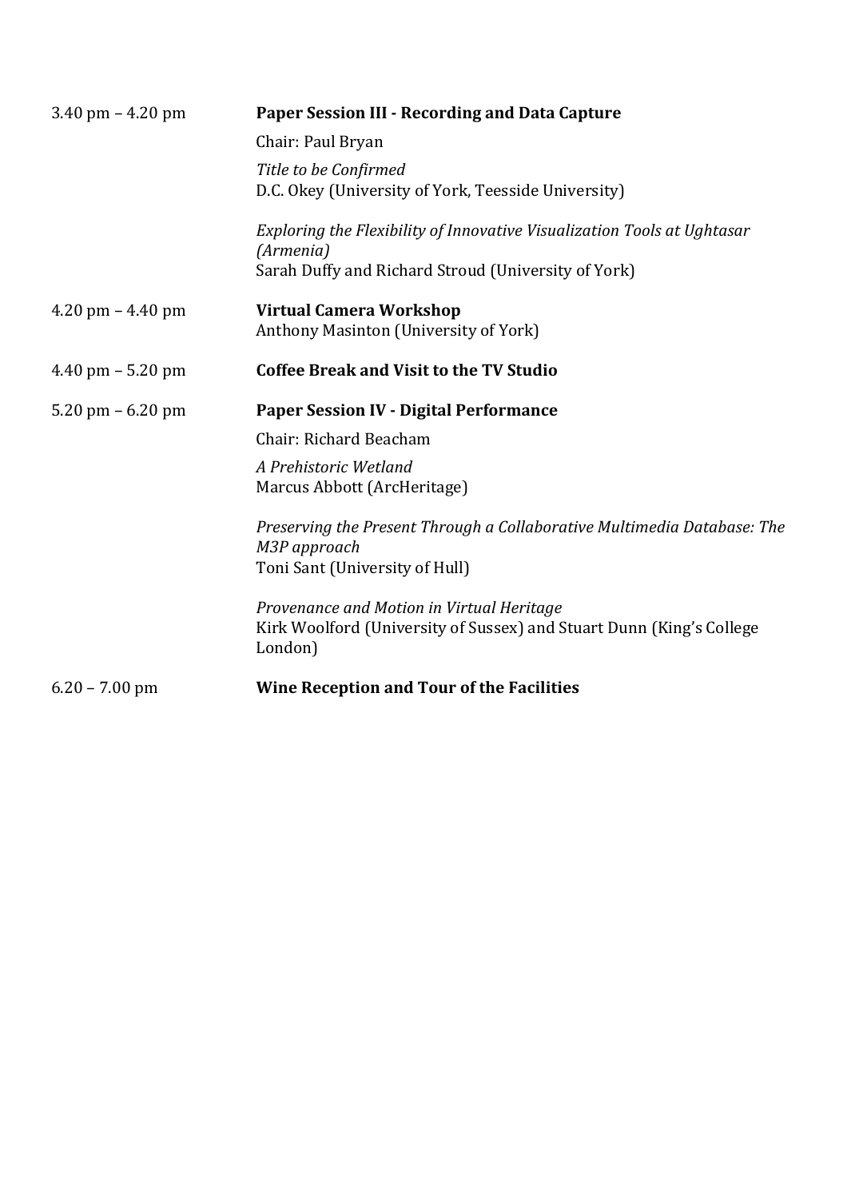| | |
|---|---|
| 3.40 pm – 4.20 pm | **Paper Session III - Recording and Data Capture** |
| | Chair: Paul Bryan |
| | *Title to be Confirmed*<br>D.C. Okey (University of York, Teesside University) |
| | *Exploring the Flexibility of Innovative Visualization Tools at Ughtasar (Armenia)*<br>Sarah Duffy and Richard Stroud (University of York) |
| 4.20 pm – 4.40 pm | **Virtual Camera Workshop**<br>Anthony Masinton (University of York) |
| 4.40 pm – 5.20 pm | **Coffee Break and Visit to the TV Studio** |
| 5.20 pm – 6.20 pm | **Paper Session IV - Digital Performance** |
| | Chair: Richard Beacham |
| | *A Prehistoric Wetland*<br>Marcus Abbott (ArcHeritage) |
| | *Preserving the Present Through a Collaborative Multimedia Database: The M3P approach*<br>Toni Sant (University of Hull) |
| | *Provenance and Motion in Virtual Heritage*<br>Kirk Woolford (University of Sussex) and Stuart Dunn (King's College London) |
| 6.20 – 7.00 pm | **Wine Reception and Tour of the Facilities** |